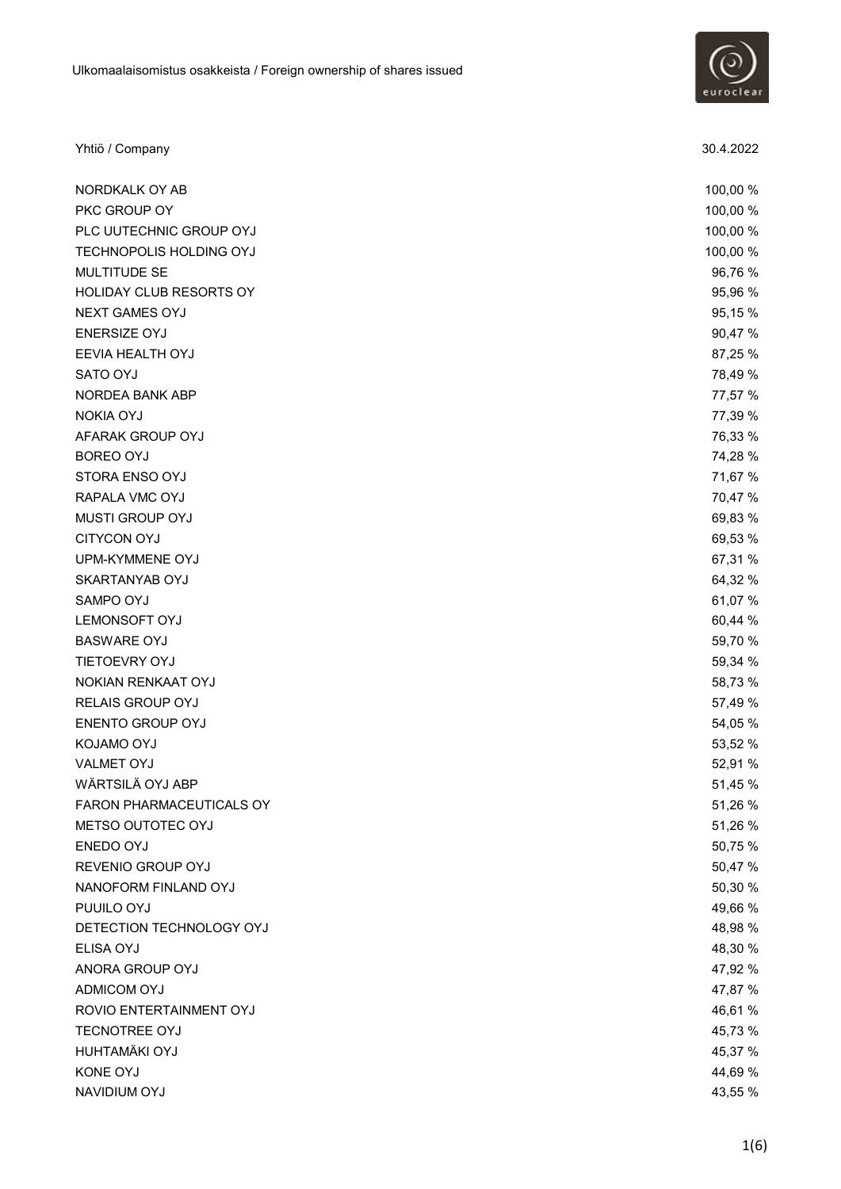Ulkomaalaisomistus osakkeista / Foreign ownership of shares issued

| Yhtiö / Company | 30.4.2022 |
| --- | --- |
| NORDKALK OY AB | 100,00 % |
| PKC GROUP OY | 100,00 % |
| PLC UUTECHNIC GROUP OYJ | 100,00 % |
| TECHNOPOLIS HOLDING OYJ | 100,00 % |
| MULTITUDE SE | 96,76 % |
| HOLIDAY CLUB RESORTS OY | 95,96 % |
| NEXT GAMES OYJ | 95,15 % |
| ENERSIZE OYJ | 90,47 % |
| EEVIA HEALTH OYJ | 87,25 % |
| SATO OYJ | 78,49 % |
| NORDEA BANK ABP | 77,57 % |
| NOKIA OYJ | 77,39 % |
| AFARAK GROUP OYJ | 76,33 % |
| BOREO OYJ | 74,28 % |
| STORA ENSO OYJ | 71,67 % |
| RAPALA VMC OYJ | 70,47 % |
| MUSTI GROUP OYJ | 69,83 % |
| CITYCON OYJ | 69,53 % |
| UPM-KYMMENE OYJ | 67,31 % |
| SKARTANYAB OYJ | 64,32 % |
| SAMPO OYJ | 61,07 % |
| LEMONSOFT OYJ | 60,44 % |
| BASWARE OYJ | 59,70 % |
| TIETOEVRY OYJ | 59,34 % |
| NOKIAN RENKAAT OYJ | 58,73 % |
| RELAIS GROUP OYJ | 57,49 % |
| ENENTO GROUP OYJ | 54,05 % |
| KOJAMO OYJ | 53,52 % |
| VALMET OYJ | 52,91 % |
| WÄRTSILÄ OYJ ABP | 51,45 % |
| FARON PHARMACEUTICALS OY | 51,26 % |
| METSO OUTOTEC OYJ | 51,26 % |
| ENEDO OYJ | 50,75 % |
| REVENIO GROUP OYJ | 50,47 % |
| NANOFORM FINLAND OYJ | 50,30 % |
| PUUILO OYJ | 49,66 % |
| DETECTION TECHNOLOGY OYJ | 48,98 % |
| ELISA OYJ | 48,30 % |
| ANORA GROUP OYJ | 47,92 % |
| ADMICOM OYJ | 47,87 % |
| ROVIO ENTERTAINMENT OYJ | 46,61 % |
| TECNOTREE OYJ | 45,73 % |
| HUHTAMÄKI OYJ | 45,37 % |
| KONE OYJ | 44,69 % |
| NAVIDIUM OYJ | 43,55 % |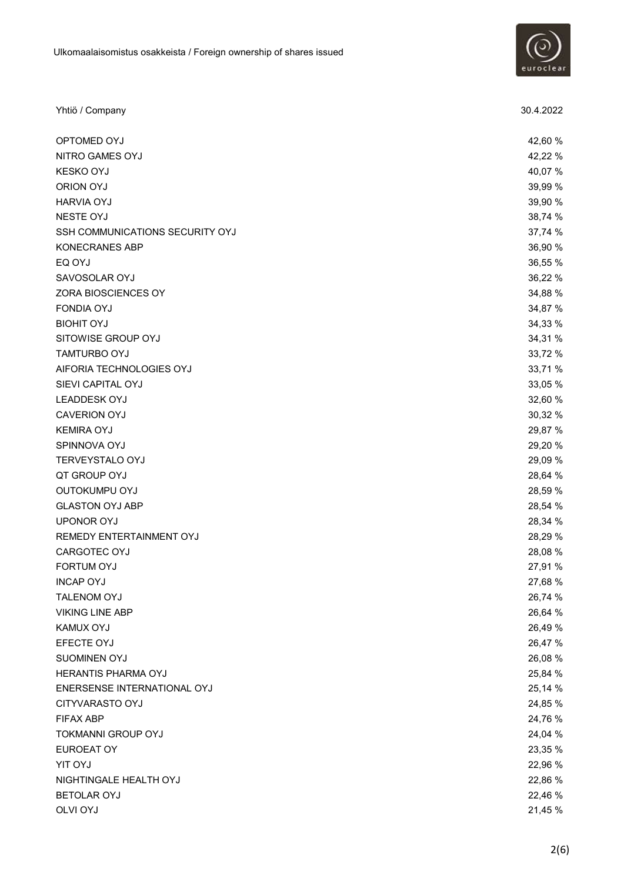| Yhtiö / Company | 30.4.2022 |
| --- | --- |
| OPTOMED OYJ | 42,60 % |
| NITRO GAMES OYJ | 42,22 % |
| KESKO OYJ | 40,07 % |
| ORION OYJ | 39,99 % |
| HARVIA OYJ | 39,90 % |
| NESTE OYJ | 38,74 % |
| SSH COMMUNICATIONS SECURITY OYJ | 37,74 % |
| KONECRANES ABP | 36,90 % |
| EQ OYJ | 36,55 % |
| SAVOSOLAR OYJ | 36,22 % |
| ZORA BIOSCIENCES OY | 34,88 % |
| FONDIA OYJ | 34,87 % |
| BIOHIT OYJ | 34,33 % |
| SITOWISE GROUP OYJ | 34,31 % |
| TAMTURBO OYJ | 33,72 % |
| AIFORIA TECHNOLOGIES OYJ | 33,71 % |
| SIEVI CAPITAL OYJ | 33,05 % |
| LEADDESK OYJ | 32,60 % |
| CAVERION OYJ | 30,32 % |
| KEMIRA OYJ | 29,87 % |
| SPINNOVA OYJ | 29,20 % |
| TERVEYSTALO OYJ | 29,09 % |
| QT GROUP OYJ | 28,64 % |
| OUTOKUMPU OYJ | 28,59 % |
| GLASTON OYJ ABP | 28,54 % |
| UPONOR OYJ | 28,34 % |
| REMEDY ENTERTAINMENT OYJ | 28,29 % |
| CARGOTEC OYJ | 28,08 % |
| FORTUM OYJ | 27,91 % |
| INCAP OYJ | 27,68 % |
| TALENOM OYJ | 26,74 % |
| VIKING LINE ABP | 26,64 % |
| KAMUX OYJ | 26,49 % |
| EFECTE OYJ | 26,47 % |
| SUOMINEN OYJ | 26,08 % |
| HERANTIS PHARMA OYJ | 25,84 % |
| ENERSENSE INTERNATIONAL OYJ | 25,14 % |
| CITYVARASTO OYJ | 24,85 % |
| FIFAX ABP | 24,76 % |
| TOKMANNI GROUP OYJ | 24,04 % |
| EUROEAT OY | 23,35 % |
| YIT OYJ | 22,96 % |
| NIGHTINGALE HEALTH OYJ | 22,86 % |
| BETOLAR OYJ | 22,46 % |
| OLVI OYJ | 21,45 % |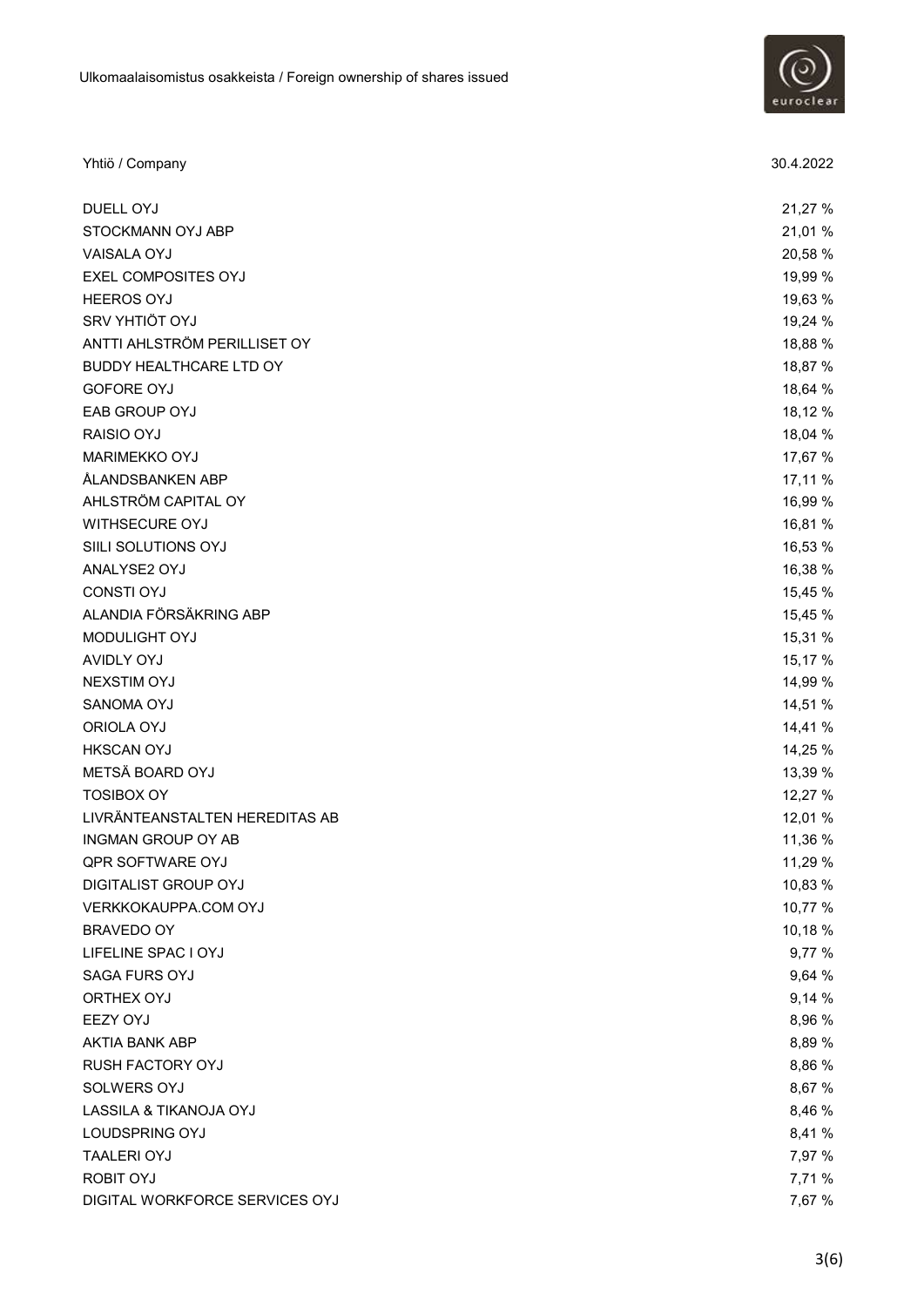| Yhtiö / Company | 30.4.2022 |
| --- | --- |
| DUELL OYJ | 21,27 % |
| STOCKMANN OYJ ABP | 21,01 % |
| VAISALA OYJ | 20,58 % |
| EXEL COMPOSITES OYJ | 19,99 % |
| HEEROS OYJ | 19,63 % |
| SRV YHTIÖT OYJ | 19,24 % |
| ANTTI AHLSTRÖM PERILLISET OY | 18,88 % |
| BUDDY HEALTHCARE LTD OY | 18,87 % |
| GOFORE OYJ | 18,64 % |
| EAB GROUP OYJ | 18,12 % |
| RAISIO OYJ | 18,04 % |
| MARIMEKKO OYJ | 17,67 % |
| ÅLANDSBANKEN ABP | 17,11 % |
| AHLSTRÖM CAPITAL OY | 16,99 % |
| WITHSECURE OYJ | 16,81 % |
| SIILI SOLUTIONS OYJ | 16,53 % |
| ANALYSE2 OYJ | 16,38 % |
| CONSTI OYJ | 15,45 % |
| ALANDIA FÖRSÄKRING ABP | 15,45 % |
| MODULIGHT OYJ | 15,31 % |
| AVIDLY OYJ | 15,17 % |
| NEXSTIM OYJ | 14,99 % |
| SANOMA OYJ | 14,51 % |
| ORIOLA OYJ | 14,41 % |
| HKSCAN OYJ | 14,25 % |
| METSÄ BOARD OYJ | 13,39 % |
| TOSIBOX OY | 12,27 % |
| LIVRÄNTEANSTALTEN HEREDITAS AB | 12,01 % |
| INGMAN GROUP OY AB | 11,36 % |
| QPR SOFTWARE OYJ | 11,29 % |
| DIGITALIST GROUP OYJ | 10,83 % |
| VERKKOKAUPPA.COM OYJ | 10,77 % |
| BRAVEDO OY | 10,18 % |
| LIFELINE SPAC I OYJ | 9,77 % |
| SAGA FURS OYJ | 9,64 % |
| ORTHEX OYJ | 9,14 % |
| EEZY OYJ | 8,96 % |
| AKTIA BANK ABP | 8,89 % |
| RUSH FACTORY OYJ | 8,86 % |
| SOLWERS OYJ | 8,67 % |
| LASSILA & TIKANOJA OYJ | 8,46 % |
| LOUDSPRING OYJ | 8,41 % |
| TAALERI OYJ | 7,97 % |
| ROBIT OYJ | 7,71 % |
| DIGITAL WORKFORCE SERVICES OYJ | 7,67 % |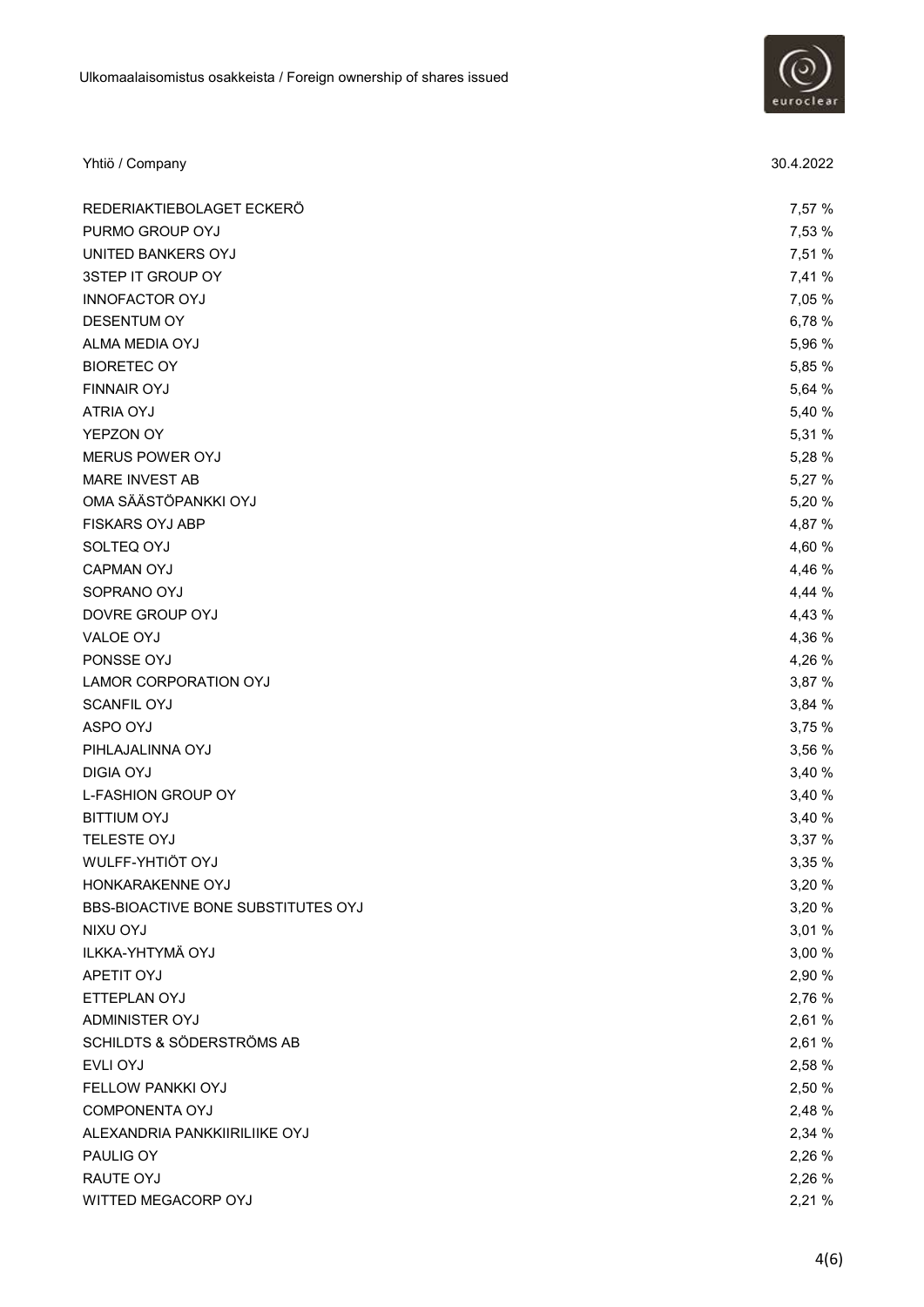Ulkomaalaisomistus osakkeista / Foreign ownership of shares issued

| Yhtiö / Company | 30.4.2022 |
| --- | --- |
| REDERIAKTIEBOLAGET ECKERÖ | 7,57 % |
| PURMO GROUP OYJ | 7,53 % |
| UNITED BANKERS OYJ | 7,51 % |
| 3STEP IT GROUP OY | 7,41 % |
| INNOFACTOR OYJ | 7,05 % |
| DESENTUM OY | 6,78 % |
| ALMA MEDIA OYJ | 5,96 % |
| BIORETEC OY | 5,85 % |
| FINNAIR OYJ | 5,64 % |
| ATRIA OYJ | 5,40 % |
| YEPZON OY | 5,31 % |
| MERUS POWER OYJ | 5,28 % |
| MARE INVEST AB | 5,27 % |
| OMA SÄÄSTÖPANKKI OYJ | 5,20 % |
| FISKARS OYJ ABP | 4,87 % |
| SOLTEQ OYJ | 4,60 % |
| CAPMAN OYJ | 4,46 % |
| SOPRANO OYJ | 4,44 % |
| DOVRE GROUP OYJ | 4,43 % |
| VALOE OYJ | 4,36 % |
| PONSSE OYJ | 4,26 % |
| LAMOR CORPORATION OYJ | 3,87 % |
| SCANFIL OYJ | 3,84 % |
| ASPO OYJ | 3,75 % |
| PIHLAJALINNA OYJ | 3,56 % |
| DIGIA OYJ | 3,40 % |
| L-FASHION GROUP OY | 3,40 % |
| BITTIUM OYJ | 3,40 % |
| TELESTE OYJ | 3,37 % |
| WULFF-YHTIÖT OYJ | 3,35 % |
| HONKARAKENNE OYJ | 3,20 % |
| BBS-BIOACTIVE BONE SUBSTITUTES OYJ | 3,20 % |
| NIXU OYJ | 3,01 % |
| ILKKA-YHTYMÄ OYJ | 3,00 % |
| APETIT OYJ | 2,90 % |
| ETTEPLAN OYJ | 2,76 % |
| ADMINISTER OYJ | 2,61 % |
| SCHILDTS & SÖDERSTRÖMS AB | 2,61 % |
| EVLI OYJ | 2,58 % |
| FELLOW PANKKI OYJ | 2,50 % |
| COMPONENTA OYJ | 2,48 % |
| ALEXANDRIA PANKKIIRILIIKE OYJ | 2,34 % |
| PAULIG OY | 2,26 % |
| RAUTE OYJ | 2,26 % |
| WITTED MEGACORP OYJ | 2,21 % |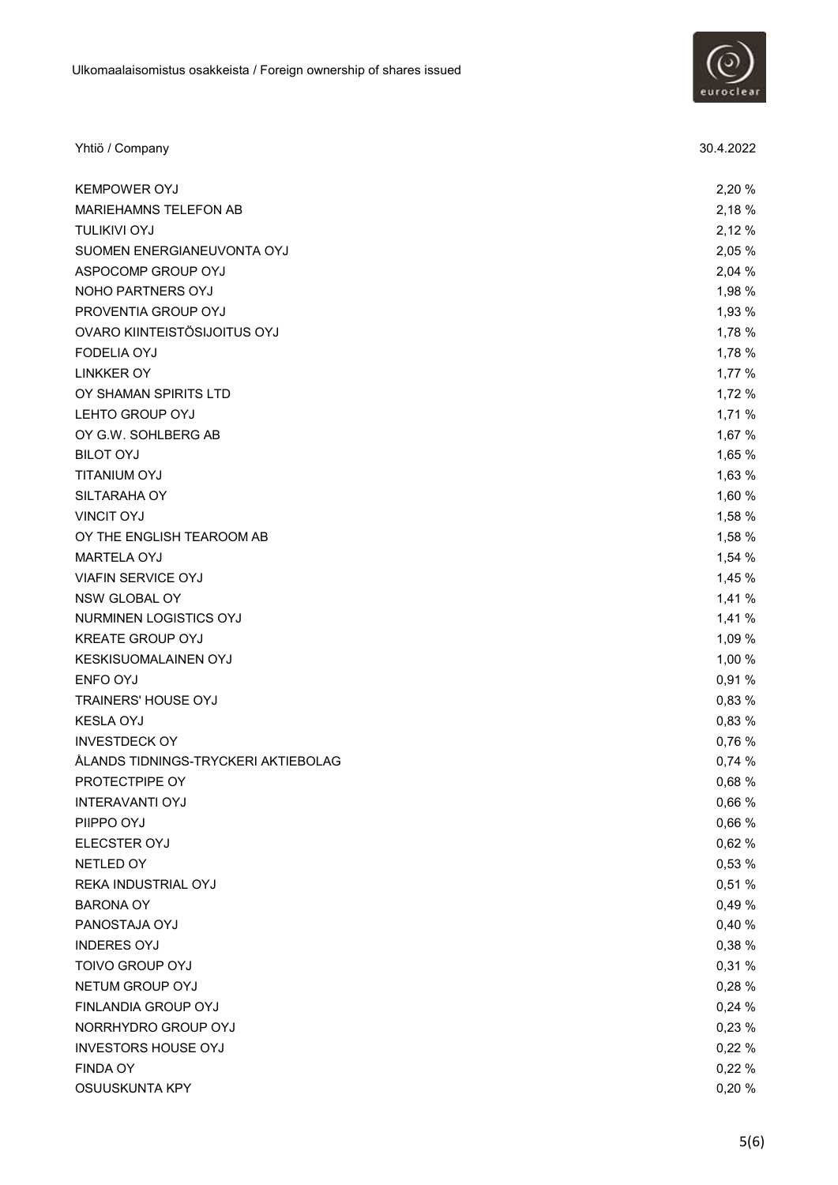| Yhtiö / Company | 30.4.2022 |
|---|---|
| KEMPOWER OYJ | 2,20 % |
| MARIEHAMNS TELEFON AB | 2,18 % |
| TULIKIVI OYJ | 2,12 % |
| SUOMEN ENERGIANEUVONTA OYJ | 2,05 % |
| ASPOCOMP GROUP OYJ | 2,04 % |
| NOHO PARTNERS OYJ | 1,98 % |
| PROVENTIA GROUP OYJ | 1,93 % |
| OVARO KIINTEISTÖSIJOITUS OYJ | 1,78 % |
| FODELIA OYJ | 1,78 % |
| LINKKER OY | 1,77 % |
| OY SHAMAN SPIRITS LTD | 1,72 % |
| LEHTO GROUP OYJ | 1,71 % |
| OY G.W. SOHLBERG AB | 1,67 % |
| BILOT OYJ | 1,65 % |
| TITANIUM OYJ | 1,63 % |
| SILTARAHA OY | 1,60 % |
| VINCIT OYJ | 1,58 % |
| OY THE ENGLISH TEAROOM AB | 1,58 % |
| MARTELA OYJ | 1,54 % |
| VIAFIN SERVICE OYJ | 1,45 % |
| NSW GLOBAL OY | 1,41 % |
| NURMINEN LOGISTICS OYJ | 1,41 % |
| KREATE GROUP OYJ | 1,09 % |
| KESKISUOMALAINEN OYJ | 1,00 % |
| ENFO OYJ | 0,91 % |
| TRAINERS' HOUSE OYJ | 0,83 % |
| KESLA OYJ | 0,83 % |
| INVESTDECK OY | 0,76 % |
| ÅLANDS TIDNINGS-TRYCKERI AKTIEBOLAG | 0,74 % |
| PROTECTPIPE OY | 0,68 % |
| INTERAVANTI OYJ | 0,66 % |
| PIIPPO OYJ | 0,66 % |
| ELECSTER OYJ | 0,62 % |
| NETLED OY | 0,53 % |
| REKA INDUSTRIAL OYJ | 0,51 % |
| BARONA OY | 0,49 % |
| PANOSTAJA OYJ | 0,40 % |
| INDERES OYJ | 0,38 % |
| TOIVO GROUP OYJ | 0,31 % |
| NETUM GROUP OYJ | 0,28 % |
| FINLANDIA GROUP OYJ | 0,24 % |
| NORRHYDRO GROUP OYJ | 0,23 % |
| INVESTORS HOUSE OYJ | 0,22 % |
| FINDA OY | 0,22 % |
| OSUUSKUNTA KPY | 0,20 % |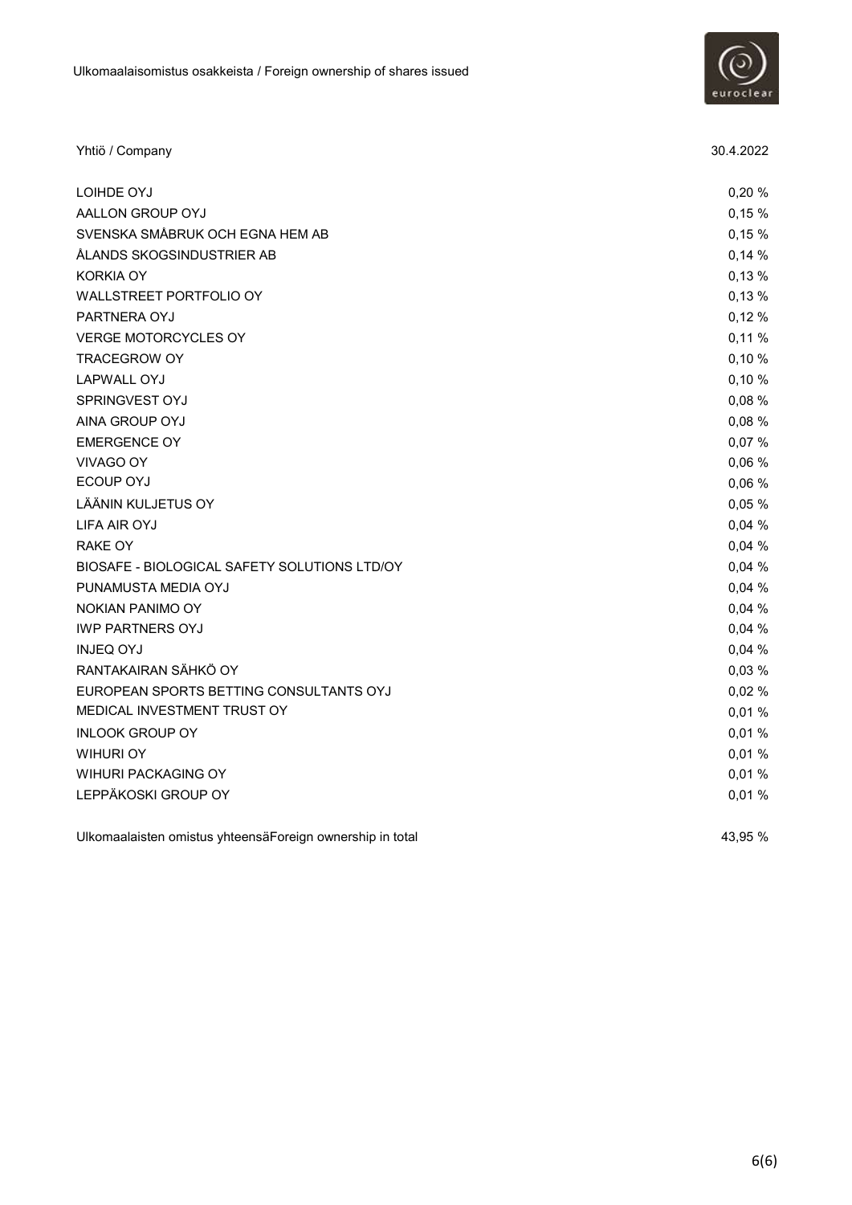Ulkomaalaisomistus osakkeista / Foreign ownership of shares issued

| Yhtiö / Company | 30.4.2022 |
| --- | --- |
| LOIHDE OYJ | 0,20 % |
| AALLON GROUP OYJ | 0,15 % |
| SVENSKA SMÅBRUK OCH EGNA HEM AB | 0,15 % |
| ÅLANDS SKOGSINDUSTRIER AB | 0,14 % |
| KORKIA OY | 0,13 % |
| WALLSTREET PORTFOLIO OY | 0,13 % |
| PARTNERA OYJ | 0,12 % |
| VERGE MOTORCYCLES OY | 0,11 % |
| TRACEGROW OY | 0,10 % |
| LAPWALL OYJ | 0,10 % |
| SPRINGVEST OYJ | 0,08 % |
| AINA GROUP OYJ | 0,08 % |
| EMERGENCE OY | 0,07 % |
| VIVAGO OY | 0,06 % |
| ECOUP OYJ | 0,06 % |
| LÄÄNIN KULJETUS OY | 0,05 % |
| LIFA AIR OYJ | 0,04 % |
| RAKE OY | 0,04 % |
| BIOSAFE - BIOLOGICAL SAFETY SOLUTIONS LTD/OY | 0,04 % |
| PUNAMUSTA MEDIA OYJ | 0,04 % |
| NOKIAN PANIMO OY | 0,04 % |
| IWP PARTNERS OYJ | 0,04 % |
| INJEQ OYJ | 0,04 % |
| RANTAKAIRAN SÄHKÖ OY | 0,03 % |
| EUROPEAN SPORTS BETTING CONSULTANTS OYJ | 0,02 % |
| MEDICAL INVESTMENT TRUST OY | 0,01 % |
| INLOOK GROUP OY | 0,01 % |
| WIHURI OY | 0,01 % |
| WIHURI PACKAGING OY | 0,01 % |
| LEPPÄKOSKI GROUP OY | 0,01 % |
| Ulkomaalaisten omistus yhteensäForeign ownership in total | 43,95 % |